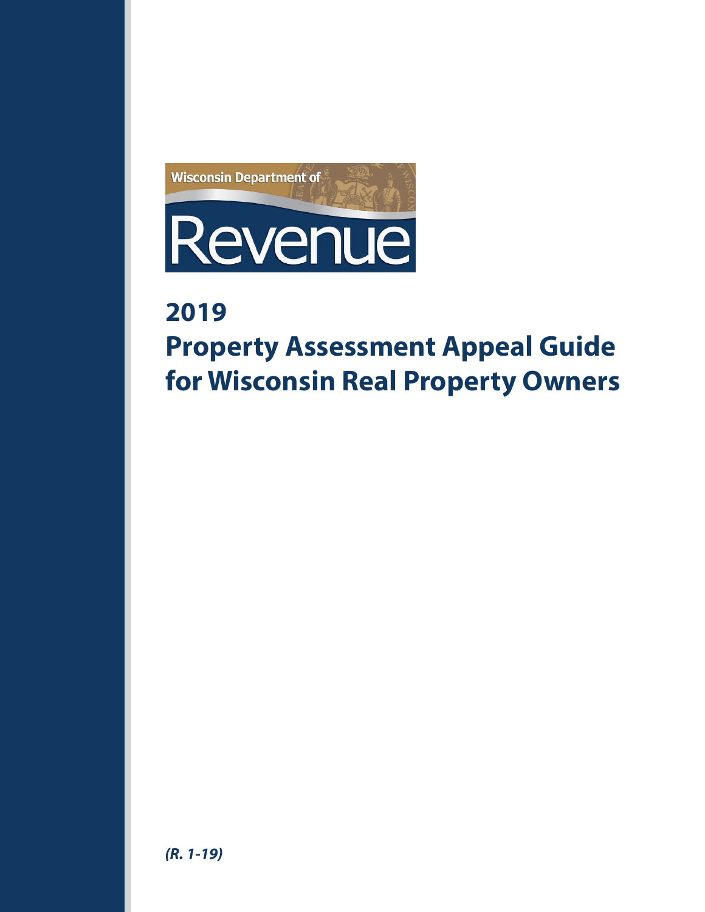Wisconsin Department of

Revenue

# 2019
# Property Assessment Appeal Guide for Wisconsin Real Property Owners

***(R. 1-19)***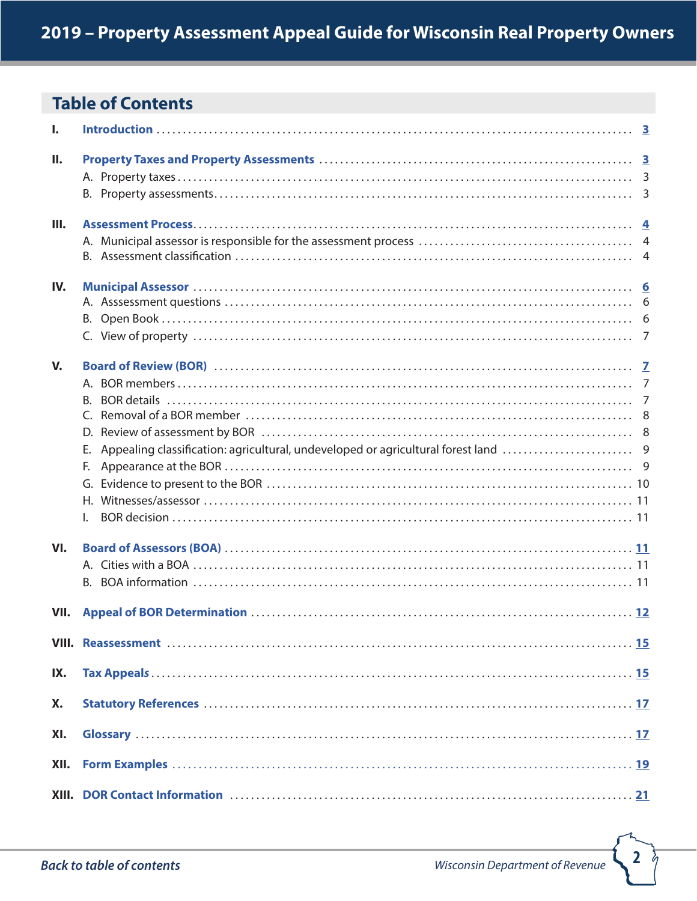## Table of Contents

| | | |
|---|---|---|
| **I.** | **Introduction** | 3 |
| **II.** | **Property Taxes and Property Assessments** | 3 |
| | A. Property taxes | 3 |
| | B. Property assessments | 3 |
| **III.** | **Assessment Process** | 4 |
| | A. Municipal assessor is responsible for the assessment process | 4 |
| | B. Assessment classification | 4 |
| **IV.** | **Municipal Assessor** | 6 |
| | A. Asssessment questions | 6 |
| | B. Open Book | 6 |
| | C. View of property | 7 |
| **V.** | **Board of Review (BOR)** | 7 |
| | A. BOR members | 7 |
| | B. BOR details | 7 |
| | C. Removal of a BOR member | 8 |
| | D. Review of assessment by BOR | 8 |
| | E. Appealing classification: agricultural, undeveloped or agricultural forest land | 9 |
| | F. Appearance at the BOR | 9 |
| | G. Evidence to present to the BOR | 10 |
| | H. Witnesses/assessor | 11 |
| | I. BOR decision | 11 |
| **VI.** | **Board of Assessors (BOA)** | 11 |
| | A. Cities with a BOA | 11 |
| | B. BOA information | 11 |
| **VII.** | **Appeal of BOR Determination** | 12 |
| **VIII.** | **Reassessment** | 15 |
| **IX.** | **Tax Appeals** | 15 |
| **X.** | **Statutory References** | 17 |
| **XI.** | **Glossary** | 17 |
| **XII.** | **Form Examples** | 19 |
| **XIII.** | **DOR Contact Information** | 21 |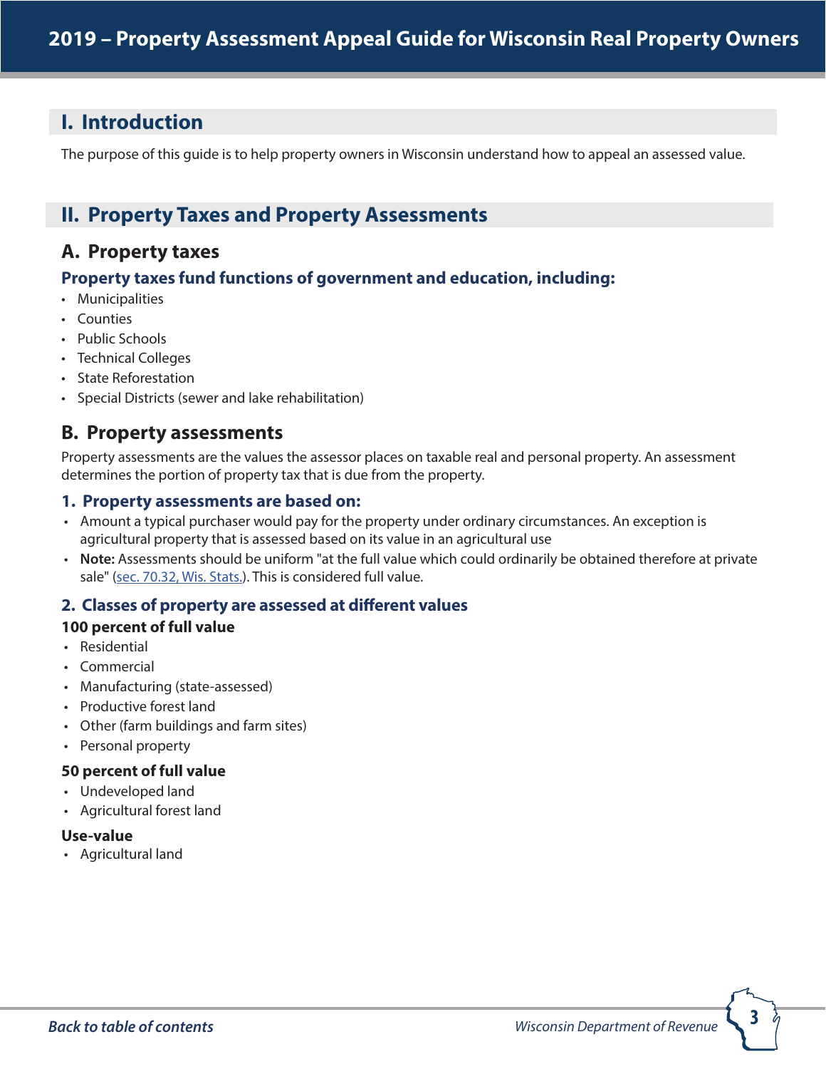## I. Introduction

The purpose of this guide is to help property owners in Wisconsin understand how to appeal an assessed value.

## II. Property Taxes and Property Assessments

### A. Property taxes

#### Property taxes fund functions of government and education, including:

- Municipalities
- Counties
- Public Schools
- Technical Colleges
- State Reforestation
- Special Districts (sewer and lake rehabilitation)

### B. Property assessments

Property assessments are the values the assessor places on taxable real and personal property. An assessment determines the portion of property tax that is due from the property.

#### 1. Property assessments are based on:

- Amount a typical purchaser would pay for the property under ordinary circumstances. An exception is agricultural property that is assessed based on its value in an agricultural use
- **Note:** Assessments should be uniform "at the full value which could ordinarily be obtained therefore at private sale" ([sec. 70.32, Wis. Stats.](sec. 70.32, Wis. Stats.)). This is considered full value.

#### 2. Classes of property are assessed at different values

**100 percent of full value**

- Residential
- Commercial
- Manufacturing (state-assessed)
- Productive forest land
- Other (farm buildings and farm sites)
- Personal property

**50 percent of full value**

- Undeveloped land
- Agricultural forest land

**Use-value**

- Agricultural land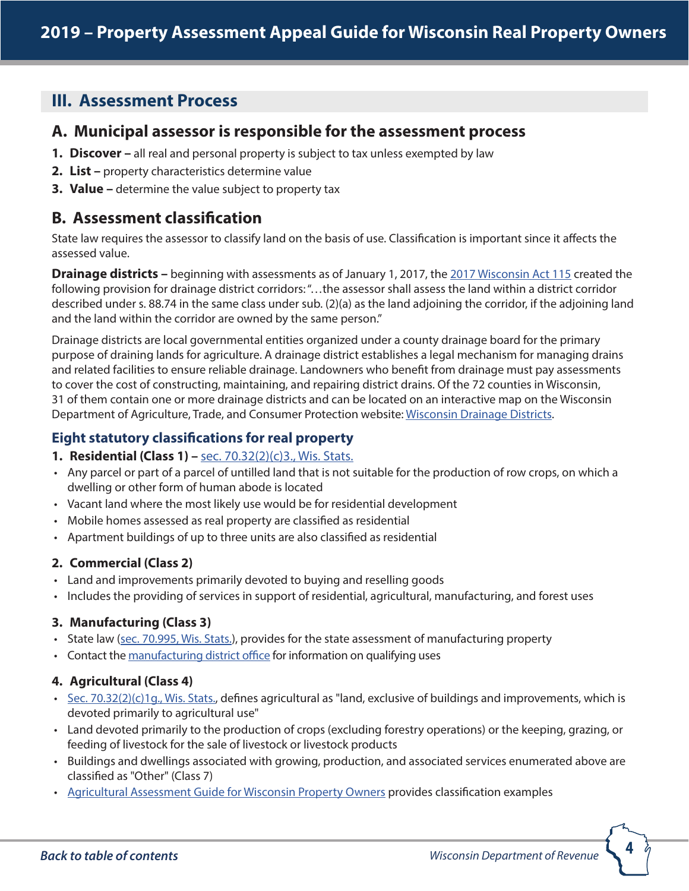## III. Assessment Process

### A. Municipal assessor is responsible for the assessment process

1. **Discover –** all real and personal property is subject to tax unless exempted by law
2. **List –** property characteristics determine value
3. **Value –** determine the value subject to property tax

### B. Assessment classification

State law requires the assessor to classify land on the basis of use. Classification is important since it affects the assessed value.

**Drainage districts –** beginning with assessments as of January 1, 2017, the 2017 Wisconsin Act 115 created the following provision for drainage district corridors: "…the assessor shall assess the land within a district corridor described under s. 88.74 in the same class under sub. (2)(a) as the land adjoining the corridor, if the adjoining land and the land within the corridor are owned by the same person."

Drainage districts are local governmental entities organized under a county drainage board for the primary purpose of draining lands for agriculture. A drainage district establishes a legal mechanism for managing drains and related facilities to ensure reliable drainage. Landowners who benefit from drainage must pay assessments to cover the cost of constructing, maintaining, and repairing district drains. Of the 72 counties in Wisconsin, 31 of them contain one or more drainage districts and can be located on an interactive map on the Wisconsin Department of Agriculture, Trade, and Consumer Protection website: Wisconsin Drainage Districts.

#### Eight statutory classifications for real property

**1. Residential (Class 1) –** sec. 70.32(2)(c)3., Wis. Stats.

- Any parcel or part of a parcel of untilled land that is not suitable for the production of row crops, on which a dwelling or other form of human abode is located
- Vacant land where the most likely use would be for residential development
- Mobile homes assessed as real property are classified as residential
- Apartment buildings of up to three units are also classified as residential

**2. Commercial (Class 2)**

- Land and improvements primarily devoted to buying and reselling goods
- Includes the providing of services in support of residential, agricultural, manufacturing, and forest uses

**3. Manufacturing (Class 3)**

- State law (sec. 70.995, Wis. Stats.), provides for the state assessment of manufacturing property
- Contact the manufacturing district office for information on qualifying uses

**4. Agricultural (Class 4)**

- Sec. 70.32(2)(c)1g., Wis. Stats., defines agricultural as "land, exclusive of buildings and improvements, which is devoted primarily to agricultural use"
- Land devoted primarily to the production of crops (excluding forestry operations) or the keeping, grazing, or feeding of livestock for the sale of livestock or livestock products
- Buildings and dwellings associated with growing, production, and associated services enumerated above are classified as "Other" (Class 7)
- Agricultural Assessment Guide for Wisconsin Property Owners provides classification examples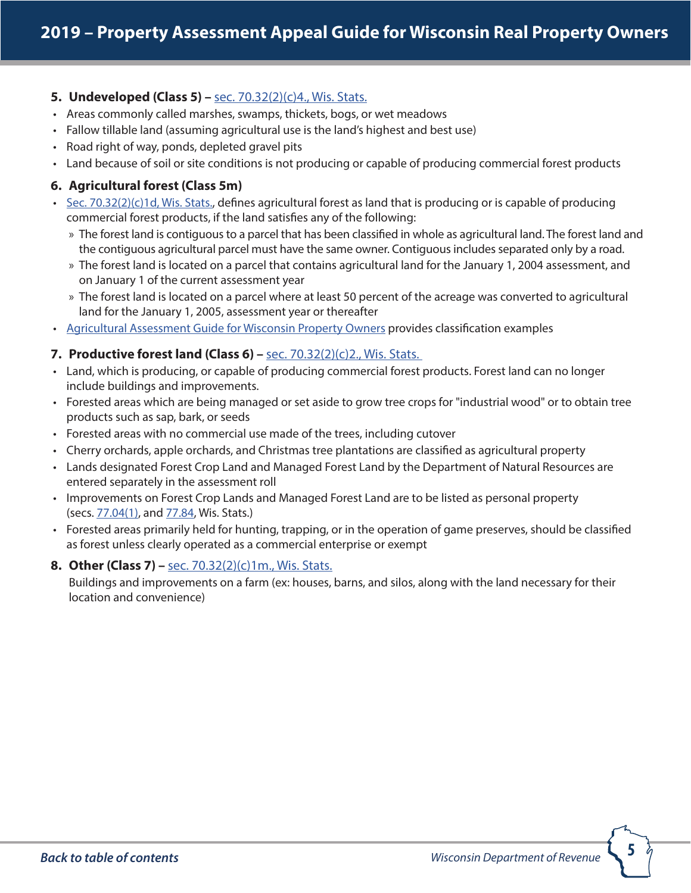**5. Undeveloped (Class 5) –** sec. 70.32(2)(c)4., Wis. Stats.

- Areas commonly called marshes, swamps, thickets, bogs, or wet meadows
- Fallow tillable land (assuming agricultural use is the land's highest and best use)
- Road right of way, ponds, depleted gravel pits
- Land because of soil or site conditions is not producing or capable of producing commercial forest products

**6. Agricultural forest (Class 5m)**

- Sec. 70.32(2)(c)1d, Wis. Stats., defines agricultural forest as land that is producing or is capable of producing commercial forest products, if the land satisfies any of the following:
  - The forest land is contiguous to a parcel that has been classified in whole as agricultural land. The forest land and the contiguous agricultural parcel must have the same owner. Contiguous includes separated only by a road.
  - The forest land is located on a parcel that contains agricultural land for the January 1, 2004 assessment, and on January 1 of the current assessment year
  - The forest land is located on a parcel where at least 50 percent of the acreage was converted to agricultural land for the January 1, 2005, assessment year or thereafter
- Agricultural Assessment Guide for Wisconsin Property Owners provides classification examples

**7. Productive forest land (Class 6) –** sec. 70.32(2)(c)2., Wis. Stats.

- Land, which is producing, or capable of producing commercial forest products. Forest land can no longer include buildings and improvements.
- Forested areas which are being managed or set aside to grow tree crops for "industrial wood" or to obtain tree products such as sap, bark, or seeds
- Forested areas with no commercial use made of the trees, including cutover
- Cherry orchards, apple orchards, and Christmas tree plantations are classified as agricultural property
- Lands designated Forest Crop Land and Managed Forest Land by the Department of Natural Resources are entered separately in the assessment roll
- Improvements on Forest Crop Lands and Managed Forest Land are to be listed as personal property (secs. 77.04(1), and 77.84, Wis. Stats.)
- Forested areas primarily held for hunting, trapping, or in the operation of game preserves, should be classified as forest unless clearly operated as a commercial enterprise or exempt

**8. Other (Class 7) –** sec. 70.32(2)(c)1m., Wis. Stats.

Buildings and improvements on a farm (ex: houses, barns, and silos, along with the land necessary for their location and convenience)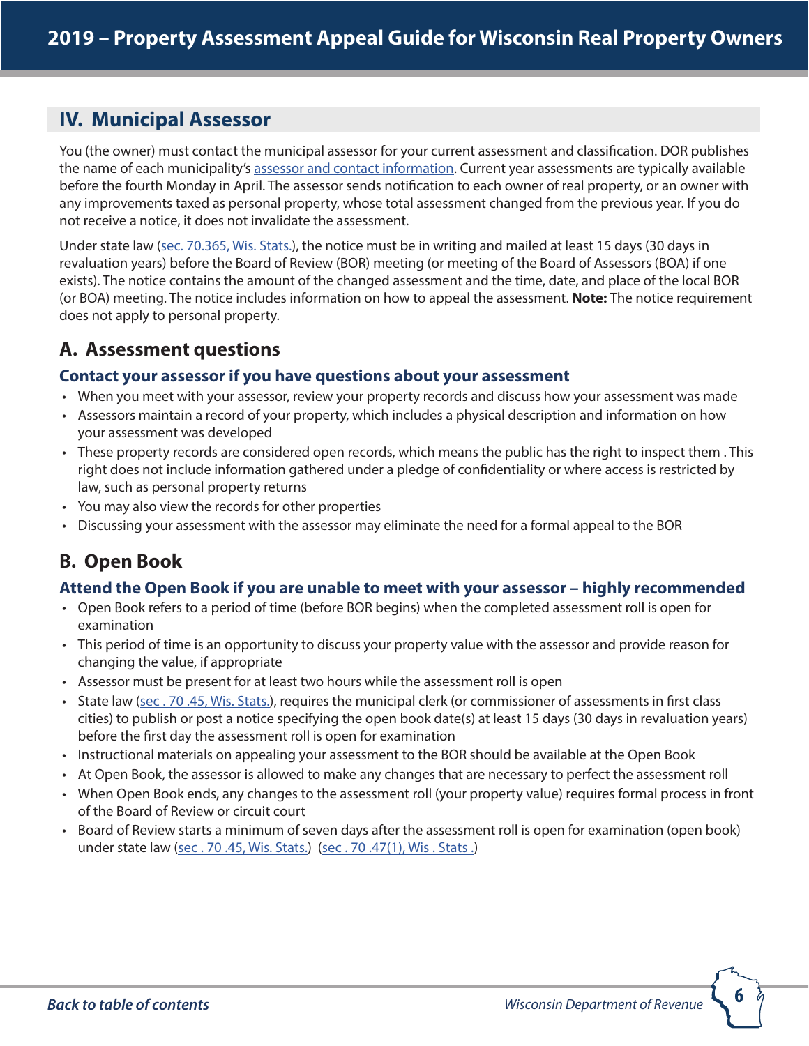## IV. Municipal Assessor

You (the owner) must contact the municipal assessor for your current assessment and classification. DOR publishes the name of each municipality's [assessor and contact information](). Current year assessments are typically available before the fourth Monday in April. The assessor sends notification to each owner of real property, or an owner with any improvements taxed as personal property, whose total assessment changed from the previous year. If you do not receive a notice, it does not invalidate the assessment.

Under state law ([sec. 70.365, Wis. Stats.]()), the notice must be in writing and mailed at least 15 days (30 days in revaluation years) before the Board of Review (BOR) meeting (or meeting of the Board of Assessors (BOA) if one exists). The notice contains the amount of the changed assessment and the time, date, and place of the local BOR (or BOA) meeting. The notice includes information on how to appeal the assessment. **Note:** The notice requirement does not apply to personal property.

### A. Assessment questions

#### Contact your assessor if you have questions about your assessment

- When you meet with your assessor, review your property records and discuss how your assessment was made
- Assessors maintain a record of your property, which includes a physical description and information on how your assessment was developed
- These property records are considered open records, which means the public has the right to inspect them . This right does not include information gathered under a pledge of confidentiality or where access is restricted by law, such as personal property returns
- You may also view the records for other properties
- Discussing your assessment with the assessor may eliminate the need for a formal appeal to the BOR

### B. Open Book

#### Attend the Open Book if you are unable to meet with your assessor – highly recommended

- Open Book refers to a period of time (before BOR begins) when the completed assessment roll is open for examination
- This period of time is an opportunity to discuss your property value with the assessor and provide reason for changing the value, if appropriate
- Assessor must be present for at least two hours while the assessment roll is open
- State law ([sec . 70 .45, Wis. Stats.]()), requires the municipal clerk (or commissioner of assessments in first class cities) to publish or post a notice specifying the open book date(s) at least 15 days (30 days in revaluation years) before the first day the assessment roll is open for examination
- Instructional materials on appealing your assessment to the BOR should be available at the Open Book
- At Open Book, the assessor is allowed to make any changes that are necessary to perfect the assessment roll
- When Open Book ends, any changes to the assessment roll (your property value) requires formal process in front of the Board of Review or circuit court
- Board of Review starts a minimum of seven days after the assessment roll is open for examination (open book) under state law ([sec . 70 .45, Wis. Stats.]()) ([sec . 70 .47(1), Wis . Stats .]())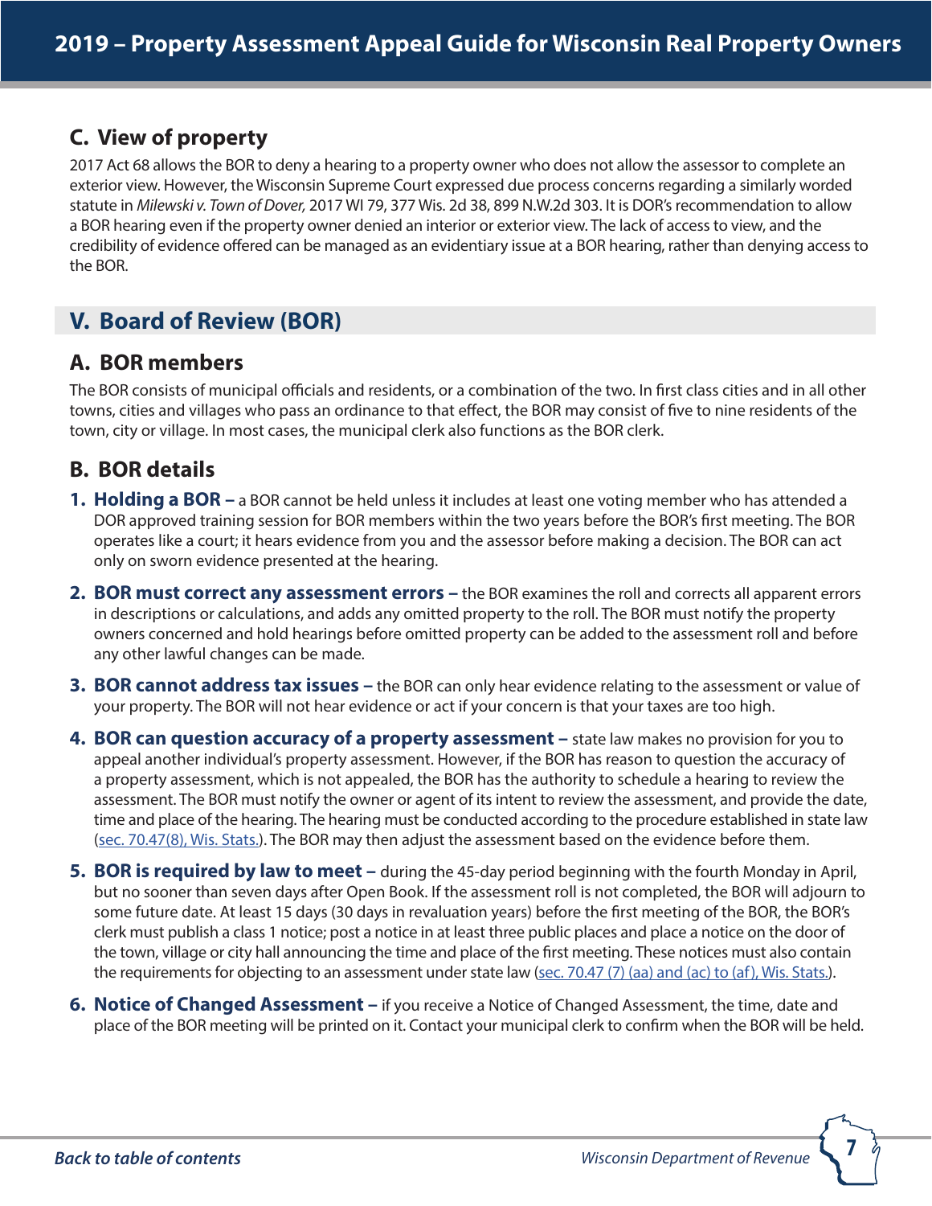## C. View of property

2017 Act 68 allows the BOR to deny a hearing to a property owner who does not allow the assessor to complete an exterior view. However, the Wisconsin Supreme Court expressed due process concerns regarding a similarly worded statute in *Milewski v. Town of Dover,* 2017 WI 79, 377 Wis. 2d 38, 899 N.W.2d 303. It is DOR's recommendation to allow a BOR hearing even if the property owner denied an interior or exterior view. The lack of access to view, and the credibility of evidence offered can be managed as an evidentiary issue at a BOR hearing, rather than denying access to the BOR.

# V. Board of Review (BOR)

## A. BOR members

The BOR consists of municipal officials and residents, or a combination of the two. In first class cities and in all other towns, cities and villages who pass an ordinance to that effect, the BOR may consist of five to nine residents of the town, city or village. In most cases, the municipal clerk also functions as the BOR clerk.

## B. BOR details

1. **Holding a BOR –** a BOR cannot be held unless it includes at least one voting member who has attended a DOR approved training session for BOR members within the two years before the BOR's first meeting. The BOR operates like a court; it hears evidence from you and the assessor before making a decision. The BOR can act only on sworn evidence presented at the hearing.

2. **BOR must correct any assessment errors –** the BOR examines the roll and corrects all apparent errors in descriptions or calculations, and adds any omitted property to the roll. The BOR must notify the property owners concerned and hold hearings before omitted property can be added to the assessment roll and before any other lawful changes can be made.

3. **BOR cannot address tax issues –** the BOR can only hear evidence relating to the assessment or value of your property. The BOR will not hear evidence or act if your concern is that your taxes are too high.

4. **BOR can question accuracy of a property assessment –** state law makes no provision for you to appeal another individual's property assessment. However, if the BOR has reason to question the accuracy of a property assessment, which is not appealed, the BOR has the authority to schedule a hearing to review the assessment. The BOR must notify the owner or agent of its intent to review the assessment, and provide the date, time and place of the hearing. The hearing must be conducted according to the procedure established in state law (sec. 70.47(8), Wis. Stats.). The BOR may then adjust the assessment based on the evidence before them.

5. **BOR is required by law to meet –** during the 45-day period beginning with the fourth Monday in April, but no sooner than seven days after Open Book. If the assessment roll is not completed, the BOR will adjourn to some future date. At least 15 days (30 days in revaluation years) before the first meeting of the BOR, the BOR's clerk must publish a class 1 notice; post a notice in at least three public places and place a notice on the door of the town, village or city hall announcing the time and place of the first meeting. These notices must also contain the requirements for objecting to an assessment under state law (sec. 70.47 (7) (aa) and (ac) to (af), Wis. Stats.).

6. **Notice of Changed Assessment –** if you receive a Notice of Changed Assessment, the time, date and place of the BOR meeting will be printed on it. Contact your municipal clerk to confirm when the BOR will be held.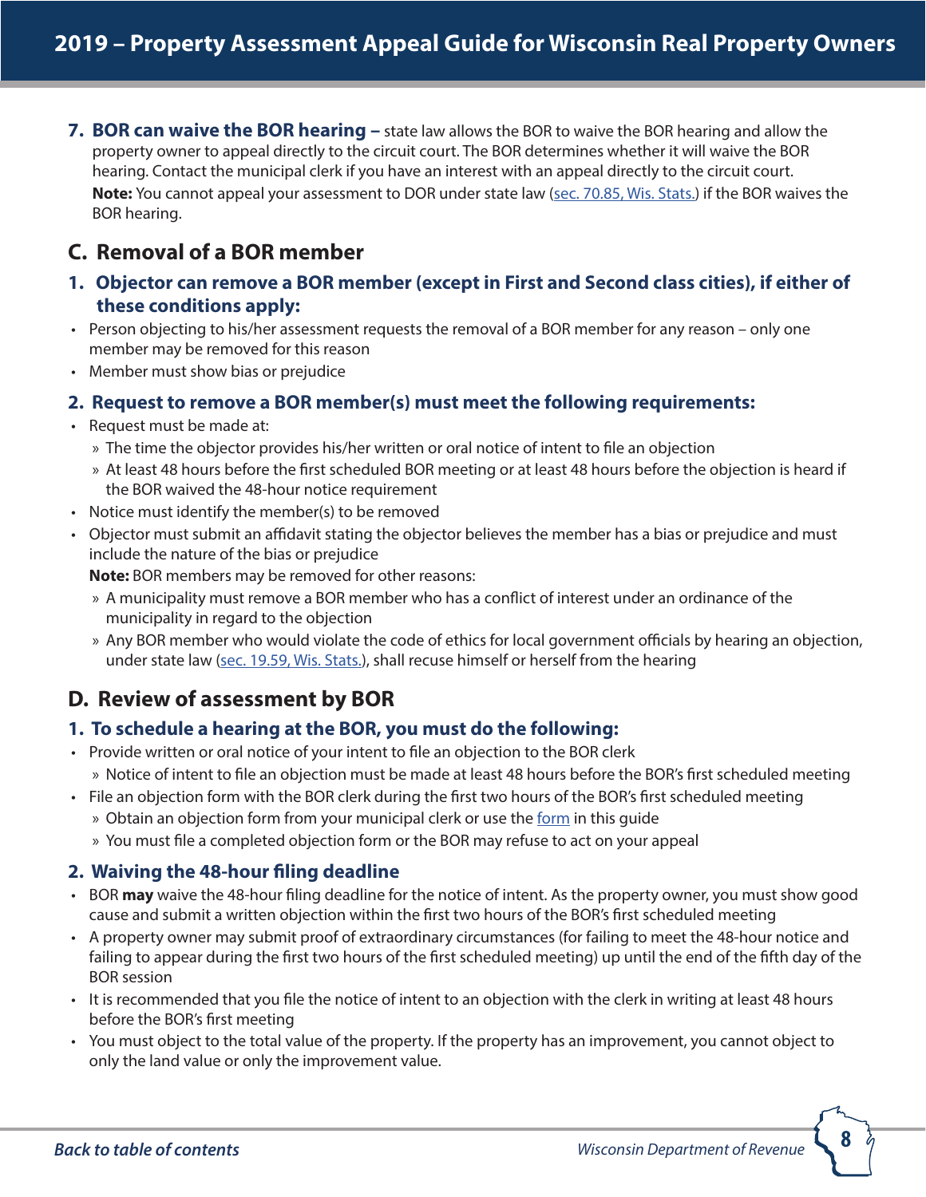7. **BOR can waive the BOR hearing –** state law allows the BOR to waive the BOR hearing and allow the property owner to appeal directly to the circuit court. The BOR determines whether it will waive the BOR hearing. Contact the municipal clerk if you have an interest with an appeal directly to the circuit court.
   **Note:** You cannot appeal your assessment to DOR under state law (sec. 70.85, Wis. Stats.) if the BOR waives the BOR hearing.

## C. Removal of a BOR member

### 1. Objector can remove a BOR member (except in First and Second class cities), if either of these conditions apply:

- Person objecting to his/her assessment requests the removal of a BOR member for any reason – only one member may be removed for this reason
- Member must show bias or prejudice

### 2. Request to remove a BOR member(s) must meet the following requirements:

- Request must be made at:
  - The time the objector provides his/her written or oral notice of intent to file an objection
  - At least 48 hours before the first scheduled BOR meeting or at least 48 hours before the objection is heard if the BOR waived the 48-hour notice requirement
- Notice must identify the member(s) to be removed
- Objector must submit an affidavit stating the objector believes the member has a bias or prejudice and must include the nature of the bias or prejudice

  **Note:** BOR members may be removed for other reasons:
  - A municipality must remove a BOR member who has a conflict of interest under an ordinance of the municipality in regard to the objection
  - Any BOR member who would violate the code of ethics for local government officials by hearing an objection, under state law (sec. 19.59, Wis. Stats.), shall recuse himself or herself from the hearing

## D. Review of assessment by BOR

### 1. To schedule a hearing at the BOR, you must do the following:

- Provide written or oral notice of your intent to file an objection to the BOR clerk
  - Notice of intent to file an objection must be made at least 48 hours before the BOR's first scheduled meeting
- File an objection form with the BOR clerk during the first two hours of the BOR's first scheduled meeting
  - Obtain an objection form from your municipal clerk or use the form in this guide
  - You must file a completed objection form or the BOR may refuse to act on your appeal

### 2. Waiving the 48-hour filing deadline

- BOR **may** waive the 48-hour filing deadline for the notice of intent. As the property owner, you must show good cause and submit a written objection within the first two hours of the BOR's first scheduled meeting
- A property owner may submit proof of extraordinary circumstances (for failing to meet the 48-hour notice and failing to appear during the first two hours of the first scheduled meeting) up until the end of the fifth day of the BOR session
- It is recommended that you file the notice of intent to an objection with the clerk in writing at least 48 hours before the BOR's first meeting
- You must object to the total value of the property. If the property has an improvement, you cannot object to only the land value or only the improvement value.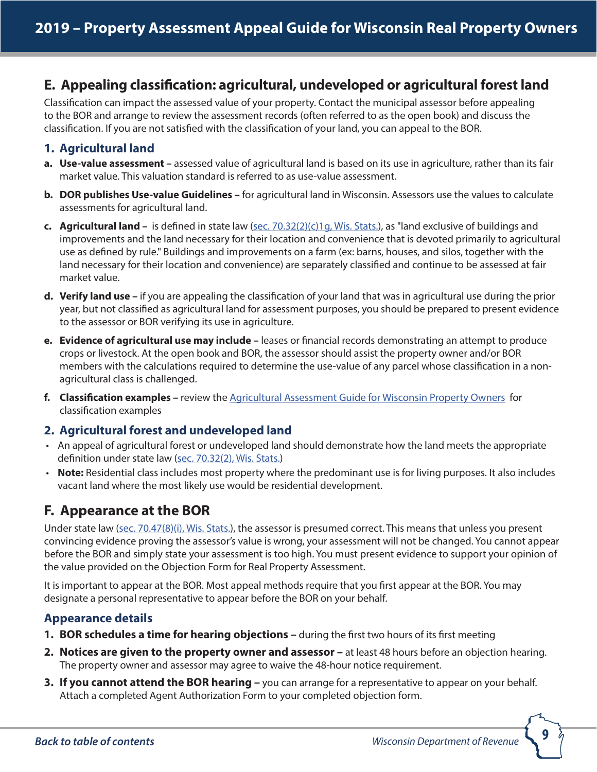## E. Appealing classification: agricultural, undeveloped or agricultural forest land

Classification can impact the assessed value of your property. Contact the municipal assessor before appealing to the BOR and arrange to review the assessment records (often referred to as the open book) and discuss the classification. If you are not satisfied with the classification of your land, you can appeal to the BOR.

### 1. Agricultural land

a. **Use-value assessment –** assessed value of agricultural land is based on its use in agriculture, rather than its fair market value. This valuation standard is referred to as use-value assessment.

b. **DOR publishes Use-value Guidelines –** for agricultural land in Wisconsin. Assessors use the values to calculate assessments for agricultural land.

c. **Agricultural land –** is defined in state law (sec. 70.32(2)(c)1g, Wis. Stats.), as "land exclusive of buildings and improvements and the land necessary for their location and convenience that is devoted primarily to agricultural use as defined by rule." Buildings and improvements on a farm (ex: barns, houses, and silos, together with the land necessary for their location and convenience) are separately classified and continue to be assessed at fair market value.

d. **Verify land use –** if you are appealing the classification of your land that was in agricultural use during the prior year, but not classified as agricultural land for assessment purposes, you should be prepared to present evidence to the assessor or BOR verifying its use in agriculture.

e. **Evidence of agricultural use may include –** leases or financial records demonstrating an attempt to produce crops or livestock. At the open book and BOR, the assessor should assist the property owner and/or BOR members with the calculations required to determine the use-value of any parcel whose classification in a non-agricultural class is challenged.

f. **Classification examples –** review the Agricultural Assessment Guide for Wisconsin Property Owners for classification examples

### 2. Agricultural forest and undeveloped land

- An appeal of agricultural forest or undeveloped land should demonstrate how the land meets the appropriate definition under state law (sec. 70.32(2), Wis. Stats.)
- **Note:** Residential class includes most property where the predominant use is for living purposes. It also includes vacant land where the most likely use would be residential development.

## F. Appearance at the BOR

Under state law (sec. 70.47(8)(i), Wis. Stats.), the assessor is presumed correct. This means that unless you present convincing evidence proving the assessor's value is wrong, your assessment will not be changed. You cannot appear before the BOR and simply state your assessment is too high. You must present evidence to support your opinion of the value provided on the Objection Form for Real Property Assessment.

It is important to appear at the BOR. Most appeal methods require that you first appear at the BOR. You may designate a personal representative to appear before the BOR on your behalf.

### Appearance details

1. **BOR schedules a time for hearing objections –** during the first two hours of its first meeting
2. **Notices are given to the property owner and assessor –** at least 48 hours before an objection hearing. The property owner and assessor may agree to waive the 48-hour notice requirement.
3. **If you cannot attend the BOR hearing –** you can arrange for a representative to appear on your behalf. Attach a completed Agent Authorization Form to your completed objection form.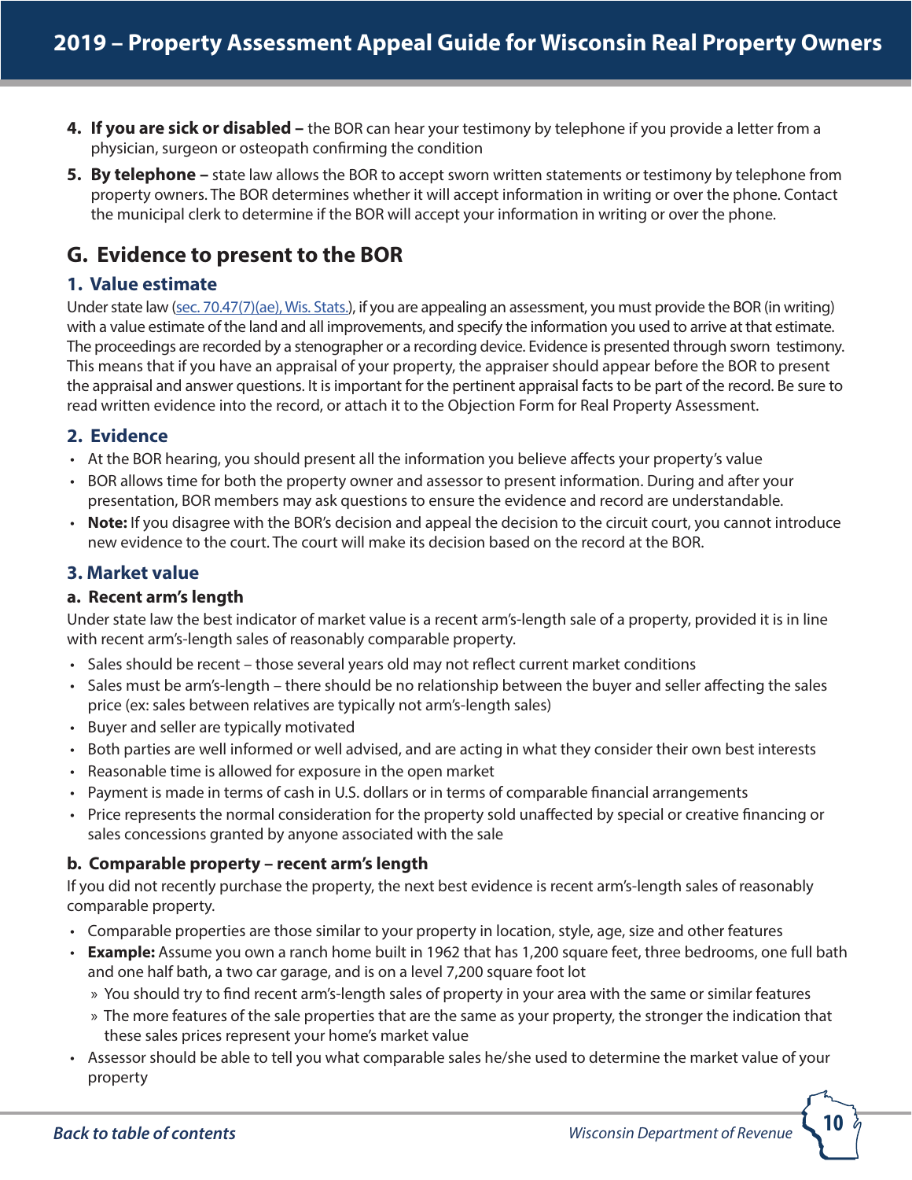4. **If you are sick or disabled –** the BOR can hear your testimony by telephone if you provide a letter from a physician, surgeon or osteopath confirming the condition
5. **By telephone –** state law allows the BOR to accept sworn written statements or testimony by telephone from property owners. The BOR determines whether it will accept information in writing or over the phone. Contact the municipal clerk to determine if the BOR will accept your information in writing or over the phone.

## G. Evidence to present to the BOR

### 1. Value estimate

Under state law (sec. 70.47(7)(ae), Wis. Stats.), if you are appealing an assessment, you must provide the BOR (in writing) with a value estimate of the land and all improvements, and specify the information you used to arrive at that estimate. The proceedings are recorded by a stenographer or a recording device. Evidence is presented through sworn testimony. This means that if you have an appraisal of your property, the appraiser should appear before the BOR to present the appraisal and answer questions. It is important for the pertinent appraisal facts to be part of the record. Be sure to read written evidence into the record, or attach it to the Objection Form for Real Property Assessment.

### 2. Evidence

- At the BOR hearing, you should present all the information you believe affects your property's value
- BOR allows time for both the property owner and assessor to present information. During and after your presentation, BOR members may ask questions to ensure the evidence and record are understandable.
- **Note:** If you disagree with the BOR's decision and appeal the decision to the circuit court, you cannot introduce new evidence to the court. The court will make its decision based on the record at the BOR.

### 3. Market value

#### a. Recent arm's length

Under state law the best indicator of market value is a recent arm's-length sale of a property, provided it is in line with recent arm's-length sales of reasonably comparable property.

- Sales should be recent – those several years old may not reflect current market conditions
- Sales must be arm's-length – there should be no relationship between the buyer and seller affecting the sales price (ex: sales between relatives are typically not arm's-length sales)
- Buyer and seller are typically motivated
- Both parties are well informed or well advised, and are acting in what they consider their own best interests
- Reasonable time is allowed for exposure in the open market
- Payment is made in terms of cash in U.S. dollars or in terms of comparable financial arrangements
- Price represents the normal consideration for the property sold unaffected by special or creative financing or sales concessions granted by anyone associated with the sale

#### b. Comparable property – recent arm's length

If you did not recently purchase the property, the next best evidence is recent arm's-length sales of reasonably comparable property.

- Comparable properties are those similar to your property in location, style, age, size and other features
- **Example:** Assume you own a ranch home built in 1962 that has 1,200 square feet, three bedrooms, one full bath and one half bath, a two car garage, and is on a level 7,200 square foot lot
  - You should try to find recent arm's-length sales of property in your area with the same or similar features
  - The more features of the sale properties that are the same as your property, the stronger the indication that these sales prices represent your home's market value
- Assessor should be able to tell you what comparable sales he/she used to determine the market value of your property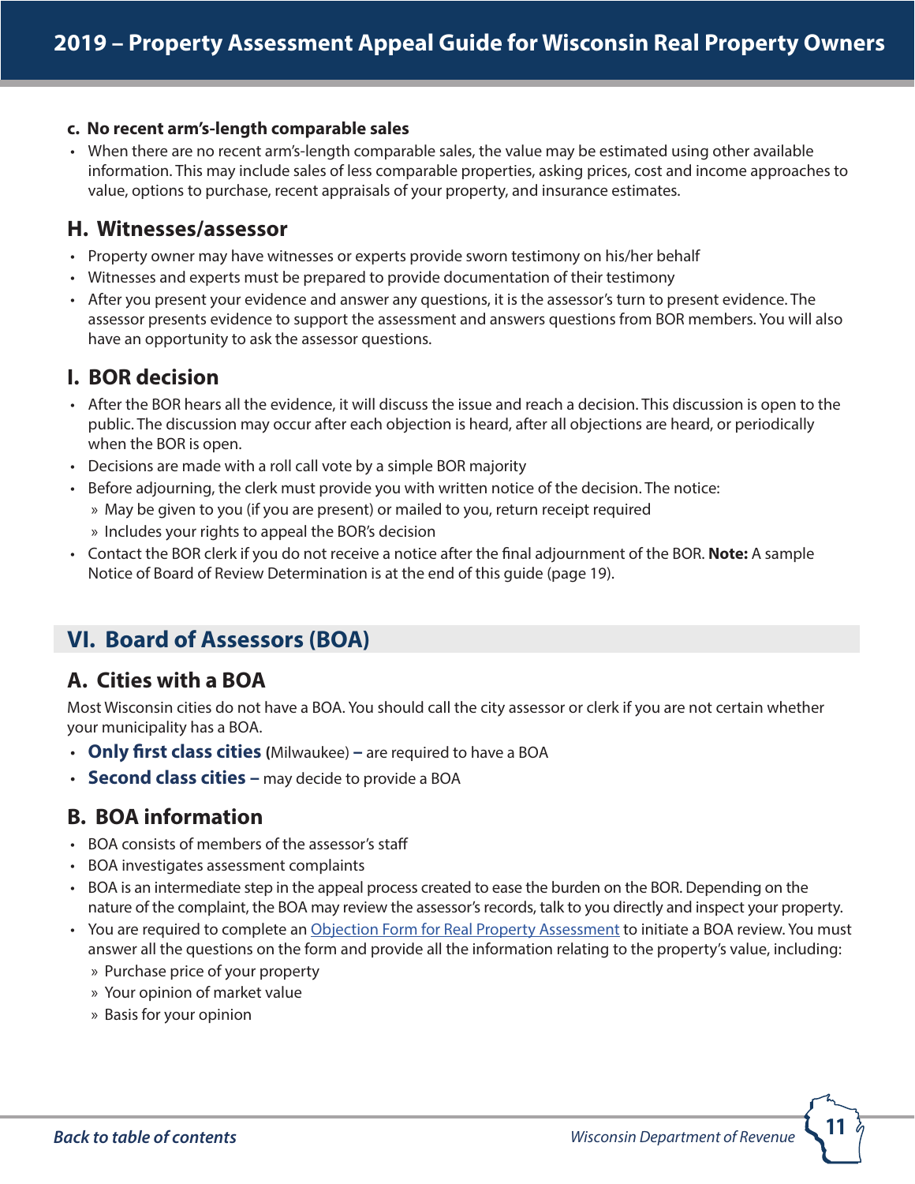#### c. No recent arm's-length comparable sales

- When there are no recent arm's-length comparable sales, the value may be estimated using other available information. This may include sales of less comparable properties, asking prices, cost and income approaches to value, options to purchase, recent appraisals of your property, and insurance estimates.

### H. Witnesses/assessor

- Property owner may have witnesses or experts provide sworn testimony on his/her behalf
- Witnesses and experts must be prepared to provide documentation of their testimony
- After you present your evidence and answer any questions, it is the assessor's turn to present evidence. The assessor presents evidence to support the assessment and answers questions from BOR members. You will also have an opportunity to ask the assessor questions.

### I. BOR decision

- After the BOR hears all the evidence, it will discuss the issue and reach a decision. This discussion is open to the public. The discussion may occur after each objection is heard, after all objections are heard, or periodically when the BOR is open.
- Decisions are made with a roll call vote by a simple BOR majority
- Before adjourning, the clerk must provide you with written notice of the decision. The notice:
  - May be given to you (if you are present) or mailed to you, return receipt required
  - Includes your rights to appeal the BOR's decision
- Contact the BOR clerk if you do not receive a notice after the final adjournment of the BOR. **Note:** A sample Notice of Board of Review Determination is at the end of this guide (page 19).

## VI. Board of Assessors (BOA)

### A. Cities with a BOA

Most Wisconsin cities do not have a BOA. You should call the city assessor or clerk if you are not certain whether your municipality has a BOA.

- **Only first class cities (**Milwaukee) **–** are required to have a BOA
- **Second class cities –** may decide to provide a BOA

### B. BOA information

- BOA consists of members of the assessor's staff
- BOA investigates assessment complaints
- BOA is an intermediate step in the appeal process created to ease the burden on the BOR. Depending on the nature of the complaint, the BOA may review the assessor's records, talk to you directly and inspect your property.
- You are required to complete an Objection Form for Real Property Assessment to initiate a BOA review. You must answer all the questions on the form and provide all the information relating to the property's value, including:
  - Purchase price of your property
  - Your opinion of market value
  - Basis for your opinion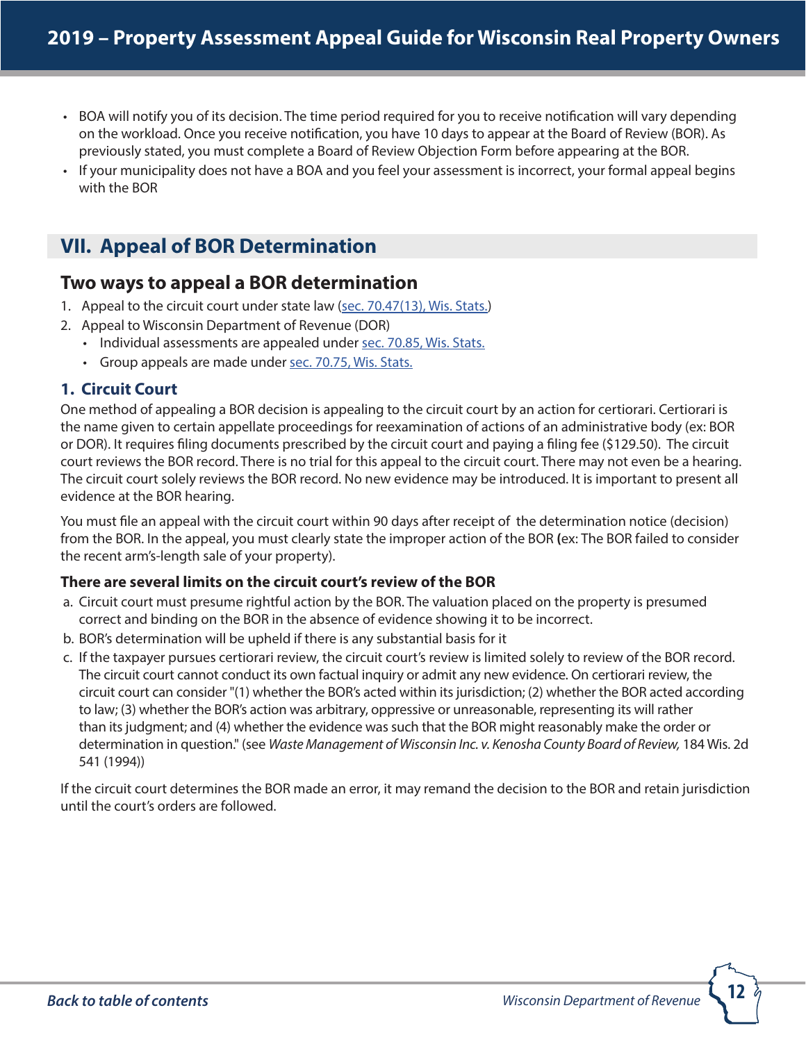- BOA will notify you of its decision. The time period required for you to receive notification will vary depending on the workload. Once you receive notification, you have 10 days to appear at the Board of Review (BOR). As previously stated, you must complete a Board of Review Objection Form before appearing at the BOR.
- If your municipality does not have a BOA and you feel your assessment is incorrect, your formal appeal begins with the BOR

## VII. Appeal of BOR Determination

### Two ways to appeal a BOR determination

1. Appeal to the circuit court under state law (sec. 70.47(13), Wis. Stats.)
2. Appeal to Wisconsin Department of Revenue (DOR)
   - Individual assessments are appealed under sec. 70.85, Wis. Stats.
   - Group appeals are made under sec. 70.75, Wis. Stats.

### 1. Circuit Court

One method of appealing a BOR decision is appealing to the circuit court by an action for certiorari. Certiorari is the name given to certain appellate proceedings for reexamination of actions of an administrative body (ex: BOR or DOR). It requires filing documents prescribed by the circuit court and paying a filing fee ($129.50). The circuit court reviews the BOR record. There is no trial for this appeal to the circuit court. There may not even be a hearing. The circuit court solely reviews the BOR record. No new evidence may be introduced. It is important to present all evidence at the BOR hearing.

You must file an appeal with the circuit court within 90 days after receipt of the determination notice (decision) from the BOR. In the appeal, you must clearly state the improper action of the BOR (ex: The BOR failed to consider the recent arm's-length sale of your property).

**There are several limits on the circuit court's review of the BOR**

a. Circuit court must presume rightful action by the BOR. The valuation placed on the property is presumed correct and binding on the BOR in the absence of evidence showing it to be incorrect.
b. BOR's determination will be upheld if there is any substantial basis for it
c. If the taxpayer pursues certiorari review, the circuit court's review is limited solely to review of the BOR record. The circuit court cannot conduct its own factual inquiry or admit any new evidence. On certiorari review, the circuit court can consider "(1) whether the BOR's acted within its jurisdiction; (2) whether the BOR acted according to law; (3) whether the BOR's action was arbitrary, oppressive or unreasonable, representing its will rather than its judgment; and (4) whether the evidence was such that the BOR might reasonably make the order or determination in question." (see *Waste Management of Wisconsin Inc. v. Kenosha County Board of Review,* 184 Wis. 2d 541 (1994))

If the circuit court determines the BOR made an error, it may remand the decision to the BOR and retain jurisdiction until the court's orders are followed.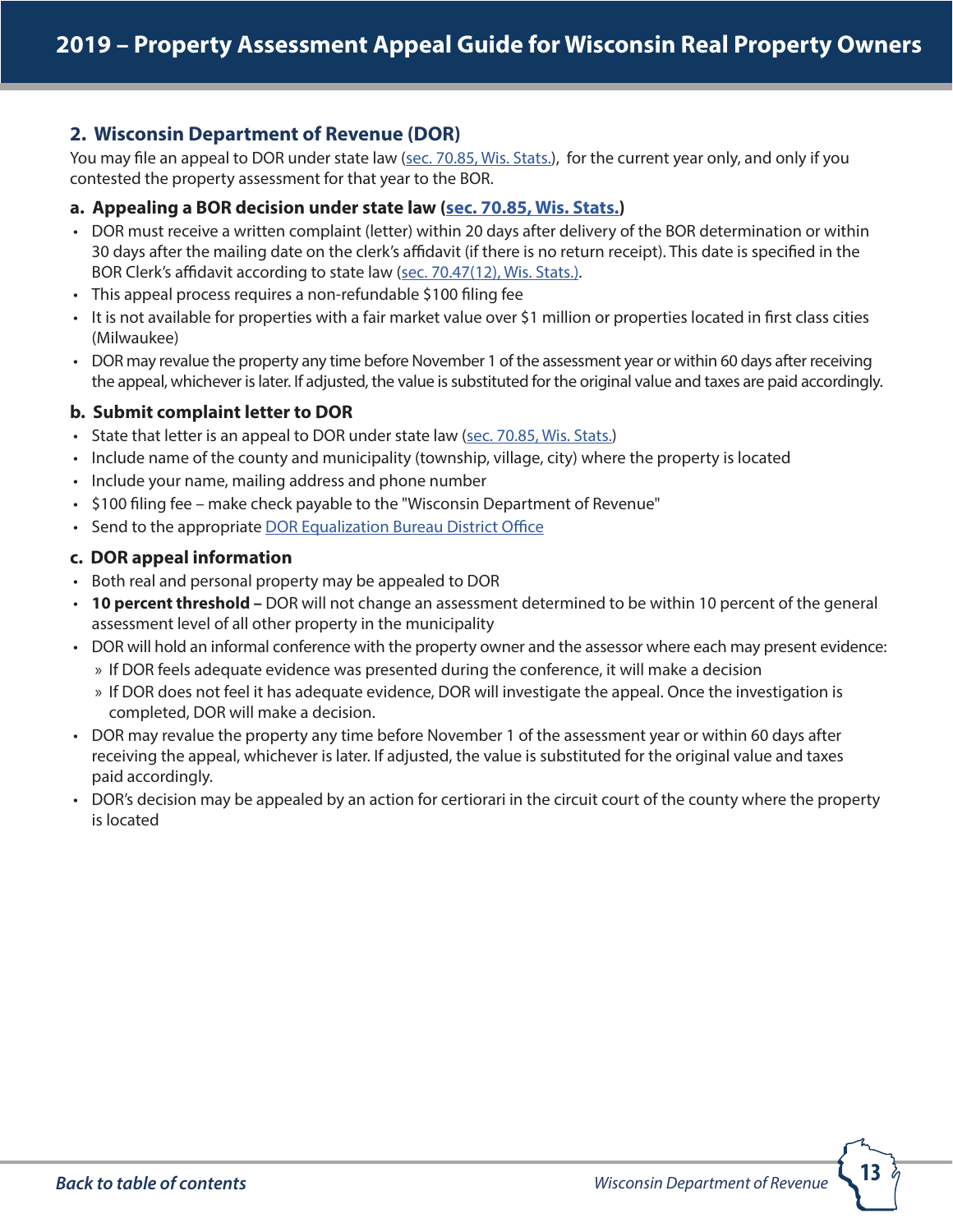## 2. Wisconsin Department of Revenue (DOR)

You may file an appeal to DOR under state law (sec. 70.85, Wis. Stats.), for the current year only, and only if you contested the property assessment for that year to the BOR.

### a. Appealing a BOR decision under state law (sec. 70.85, Wis. Stats.)

- DOR must receive a written complaint (letter) within 20 days after delivery of the BOR determination or within 30 days after the mailing date on the clerk's affidavit (if there is no return receipt). This date is specified in the BOR Clerk's affidavit according to state law (sec. 70.47(12), Wis. Stats.).
- This appeal process requires a non-refundable $100 filing fee
- It is not available for properties with a fair market value over $1 million or properties located in first class cities (Milwaukee)
- DOR may revalue the property any time before November 1 of the assessment year or within 60 days after receiving the appeal, whichever is later. If adjusted, the value is substituted for the original value and taxes are paid accordingly.

### b. Submit complaint letter to DOR

- State that letter is an appeal to DOR under state law (sec. 70.85, Wis. Stats.)
- Include name of the county and municipality (township, village, city) where the property is located
- Include your name, mailing address and phone number
- $100 filing fee – make check payable to the "Wisconsin Department of Revenue"
- Send to the appropriate DOR Equalization Bureau District Office

### c. DOR appeal information

- Both real and personal property may be appealed to DOR
- **10 percent threshold –** DOR will not change an assessment determined to be within 10 percent of the general assessment level of all other property in the municipality
- DOR will hold an informal conference with the property owner and the assessor where each may present evidence:
  - If DOR feels adequate evidence was presented during the conference, it will make a decision
  - If DOR does not feel it has adequate evidence, DOR will investigate the appeal. Once the investigation is completed, DOR will make a decision.
- DOR may revalue the property any time before November 1 of the assessment year or within 60 days after receiving the appeal, whichever is later. If adjusted, the value is substituted for the original value and taxes paid accordingly.
- DOR's decision may be appealed by an action for certiorari in the circuit court of the county where the property is located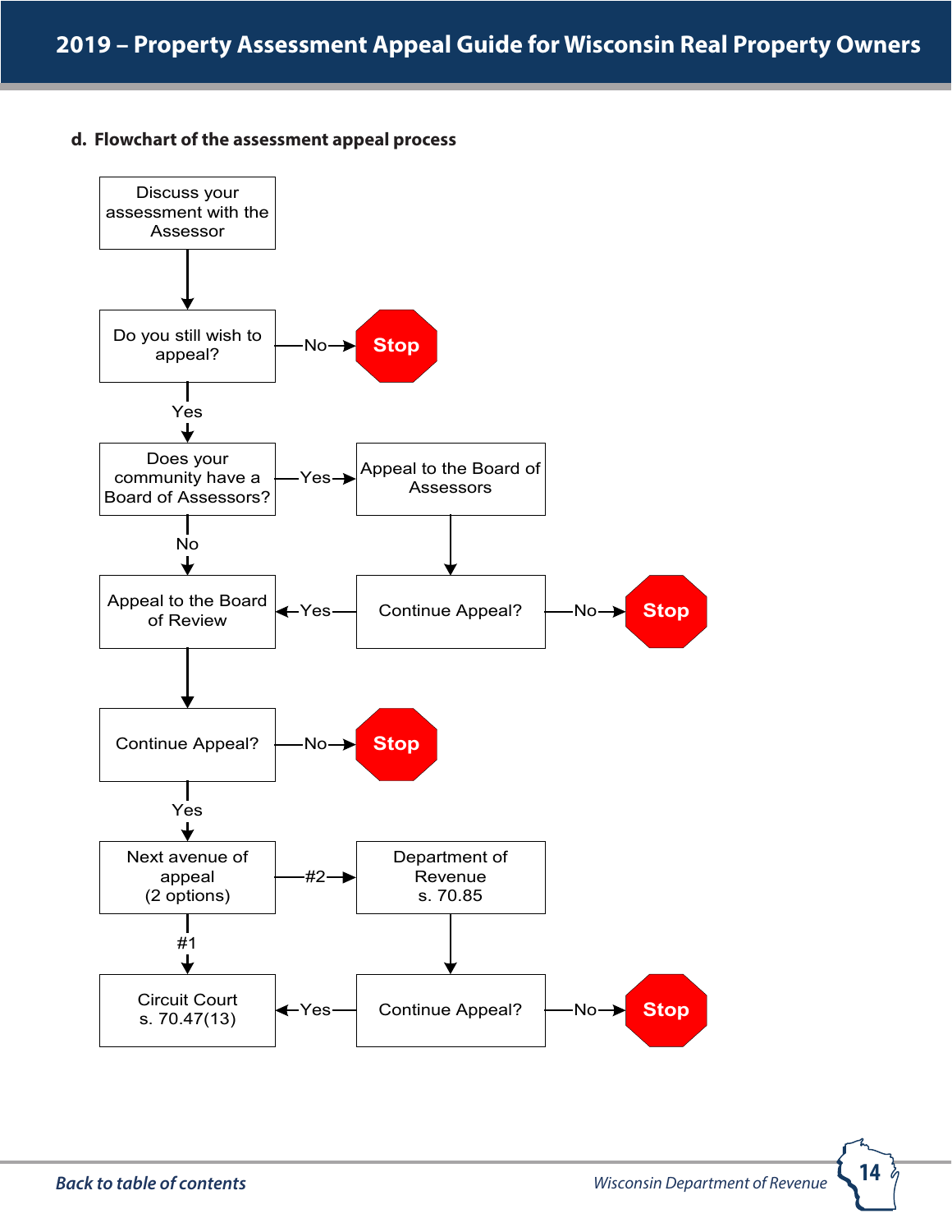### d. Flowchart of the assessment appeal process

Discuss your assessment with the Assessor

↓

Do you still wish to appeal? —No→ **Stop**

↓ Yes

Does your community have a Board of Assessors? —Yes→ Appeal to the Board of Assessors

↓ No

Appeal to the Board of Review ←Yes— Continue Appeal? —No→ **Stop**

↓

Continue Appeal? —No→ **Stop**

↓ Yes

Next avenue of appeal (2 options) —#2→ Department of Revenue s. 70.85

↓ #1

Circuit Court s. 70.47(13) ←Yes— Continue Appeal? —No→ **Stop**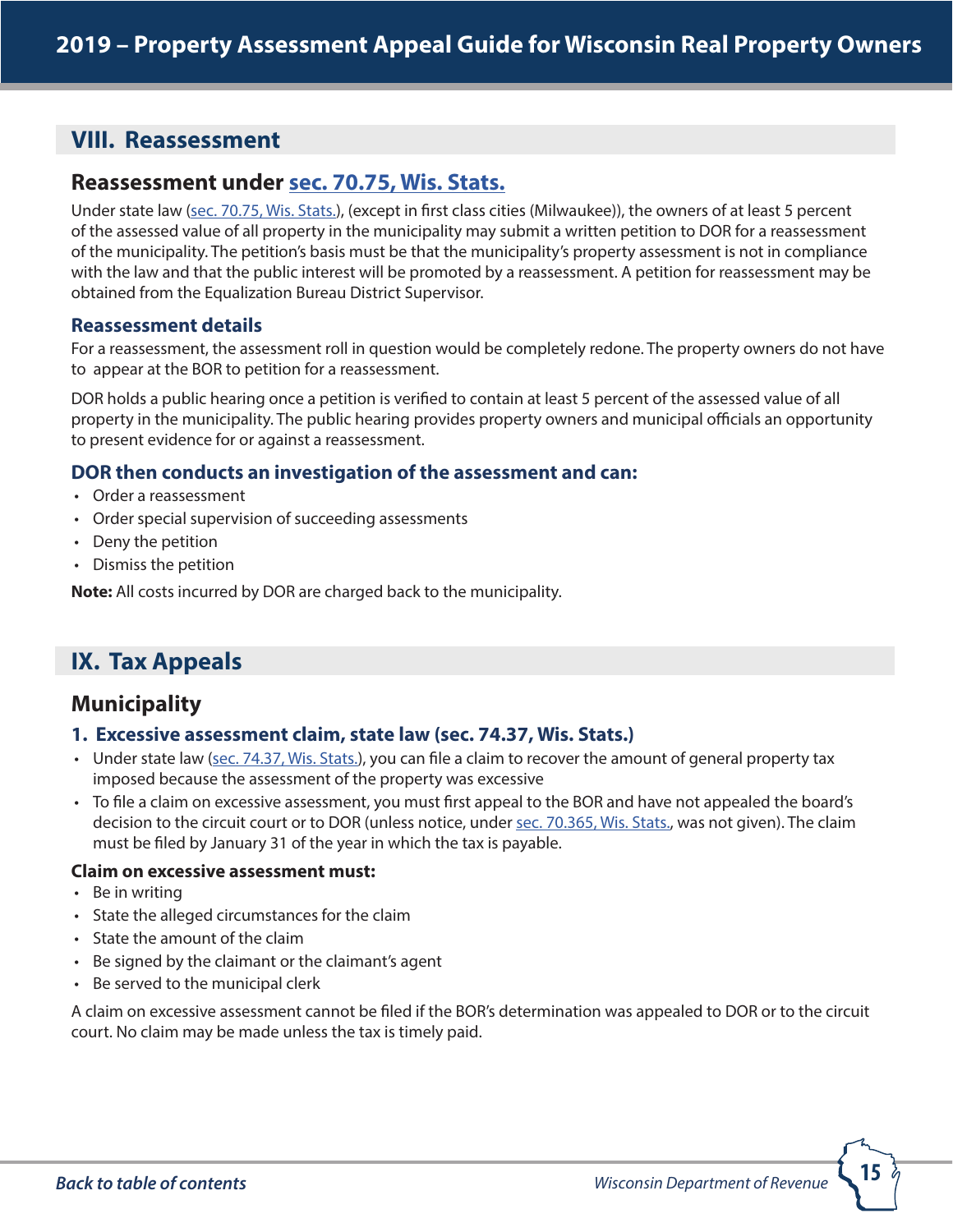## VIII. Reassessment

### Reassessment under sec. 70.75, Wis. Stats.

Under state law (sec. 70.75, Wis. Stats.), (except in first class cities (Milwaukee)), the owners of at least 5 percent of the assessed value of all property in the municipality may submit a written petition to DOR for a reassessment of the municipality. The petition's basis must be that the municipality's property assessment is not in compliance with the law and that the public interest will be promoted by a reassessment. A petition for reassessment may be obtained from the Equalization Bureau District Supervisor.

#### Reassessment details

For a reassessment, the assessment roll in question would be completely redone. The property owners do not have to appear at the BOR to petition for a reassessment.

DOR holds a public hearing once a petition is verified to contain at least 5 percent of the assessed value of all property in the municipality. The public hearing provides property owners and municipal officials an opportunity to present evidence for or against a reassessment.

#### DOR then conducts an investigation of the assessment and can:

- Order a reassessment
- Order special supervision of succeeding assessments
- Deny the petition
- Dismiss the petition

**Note:** All costs incurred by DOR are charged back to the municipality.

## IX. Tax Appeals

### Municipality

#### 1. Excessive assessment claim, state law (sec. 74.37, Wis. Stats.)

- Under state law (sec. 74.37, Wis. Stats.), you can file a claim to recover the amount of general property tax imposed because the assessment of the property was excessive
- To file a claim on excessive assessment, you must first appeal to the BOR and have not appealed the board's decision to the circuit court or to DOR (unless notice, under sec. 70.365, Wis. Stats., was not given). The claim must be filed by January 31 of the year in which the tax is payable.

**Claim on excessive assessment must:**

- Be in writing
- State the alleged circumstances for the claim
- State the amount of the claim
- Be signed by the claimant or the claimant's agent
- Be served to the municipal clerk

A claim on excessive assessment cannot be filed if the BOR's determination was appealed to DOR or to the circuit court. No claim may be made unless the tax is timely paid.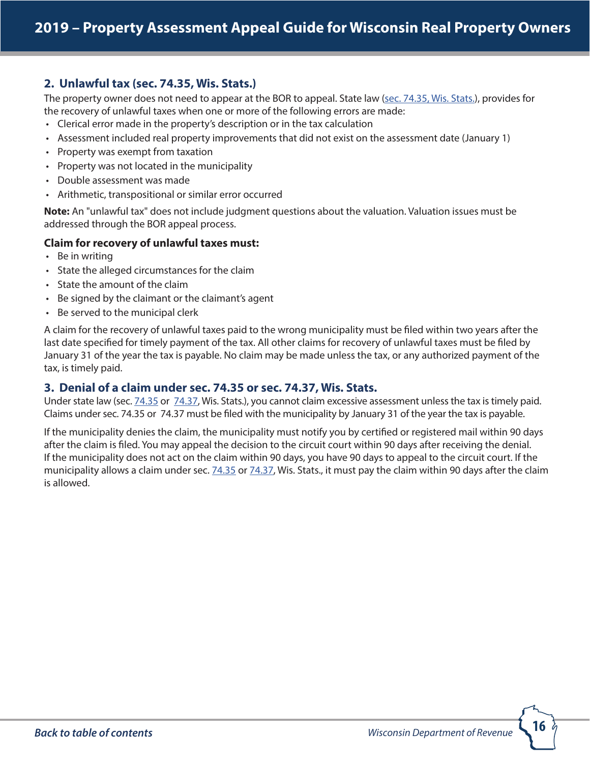## 2. Unlawful tax (sec. 74.35, Wis. Stats.)

The property owner does not need to appear at the BOR to appeal. State law (sec. 74.35, Wis. Stats.), provides for the recovery of unlawful taxes when one or more of the following errors are made:

- Clerical error made in the property's description or in the tax calculation
- Assessment included real property improvements that did not exist on the assessment date (January 1)
- Property was exempt from taxation
- Property was not located in the municipality
- Double assessment was made
- Arithmetic, transpositional or similar error occurred

**Note:** An "unlawful tax" does not include judgment questions about the valuation. Valuation issues must be addressed through the BOR appeal process.

### Claim for recovery of unlawful taxes must:

- Be in writing
- State the alleged circumstances for the claim
- State the amount of the claim
- Be signed by the claimant or the claimant's agent
- Be served to the municipal clerk

A claim for the recovery of unlawful taxes paid to the wrong municipality must be filed within two years after the last date specified for timely payment of the tax. All other claims for recovery of unlawful taxes must be filed by January 31 of the year the tax is payable. No claim may be made unless the tax, or any authorized payment of the tax, is timely paid.

## 3. Denial of a claim under sec. 74.35 or sec. 74.37, Wis. Stats.

Under state law (sec. 74.35 or 74.37, Wis. Stats.), you cannot claim excessive assessment unless the tax is timely paid. Claims under sec. 74.35 or 74.37 must be filed with the municipality by January 31 of the year the tax is payable.

If the municipality denies the claim, the municipality must notify you by certified or registered mail within 90 days after the claim is filed. You may appeal the decision to the circuit court within 90 days after receiving the denial. If the municipality does not act on the claim within 90 days, you have 90 days to appeal to the circuit court. If the municipality allows a claim under sec. 74.35 or 74.37, Wis. Stats., it must pay the claim within 90 days after the claim is allowed.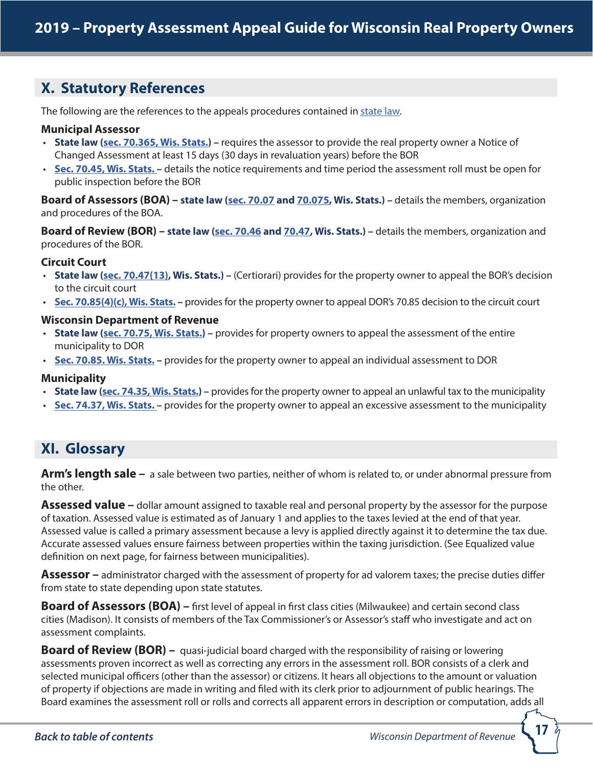## X. Statutory References

The following are the references to the appeals procedures contained in state law.

### Municipal Assessor

- **State law (sec. 70.365, Wis. Stats.) –** requires the assessor to provide the real property owner a Notice of Changed Assessment at least 15 days (30 days in revaluation years) before the BOR
- **Sec. 70.45, Wis. Stats. –** details the notice requirements and time period the assessment roll must be open for public inspection before the BOR

**Board of Assessors (BOA) – state law (sec. 70.07 and 70.075, Wis. Stats.) –** details the members, organization and procedures of the BOA.

**Board of Review (BOR) – state law (sec. 70.46 and 70.47, Wis. Stats.) –** details the members, organization and procedures of the BOR.

### Circuit Court

- **State law (sec. 70.47(13), Wis. Stats.) –** (Certiorari) provides for the property owner to appeal the BOR's decision to the circuit court
- **Sec. 70.85(4)(c), Wis. Stats. –** provides for the property owner to appeal DOR's 70.85 decision to the circuit court

### Wisconsin Department of Revenue

- **State law (sec. 70.75, Wis. Stats.) –** provides for property owners to appeal the assessment of the entire municipality to DOR
- **Sec. 70.85. Wis. Stats. –** provides for the property owner to appeal an individual assessment to DOR

### Municipality

- **State law (sec. 74.35, Wis. Stats) –** provides for the property owner to appeal an unlawful tax to the municipality
- **Sec. 74.37, Wis. Stats. –** provides for the property owner to appeal an excessive assessment to the municipality

## XI. Glossary

**Arm's length sale –** a sale between two parties, neither of whom is related to, or under abnormal pressure from the other.

**Assessed value –** dollar amount assigned to taxable real and personal property by the assessor for the purpose of taxation. Assessed value is estimated as of January 1 and applies to the taxes levied at the end of that year. Assessed value is called a primary assessment because a levy is applied directly against it to determine the tax due. Accurate assessed values ensure fairness between properties within the taxing jurisdiction. (See Equalized value definition on next page, for fairness between municipalities).

**Assessor –** administrator charged with the assessment of property for ad valorem taxes; the precise duties differ from state to state depending upon state statutes.

**Board of Assessors (BOA) –** first level of appeal in first class cities (Milwaukee) and certain second class cities (Madison). It consists of members of the Tax Commissioner's or Assessor's staff who investigate and act on assessment complaints.

**Board of Review (BOR) –** quasi-judicial board charged with the responsibility of raising or lowering assessments proven incorrect as well as correcting any errors in the assessment roll. BOR consists of a clerk and selected municipal officers (other than the assessor) or citizens. It hears all objections to the amount or valuation of property if objections are made in writing and filed with its clerk prior to adjournment of public hearings. The Board examines the assessment roll or rolls and corrects all apparent errors in description or computation, adds all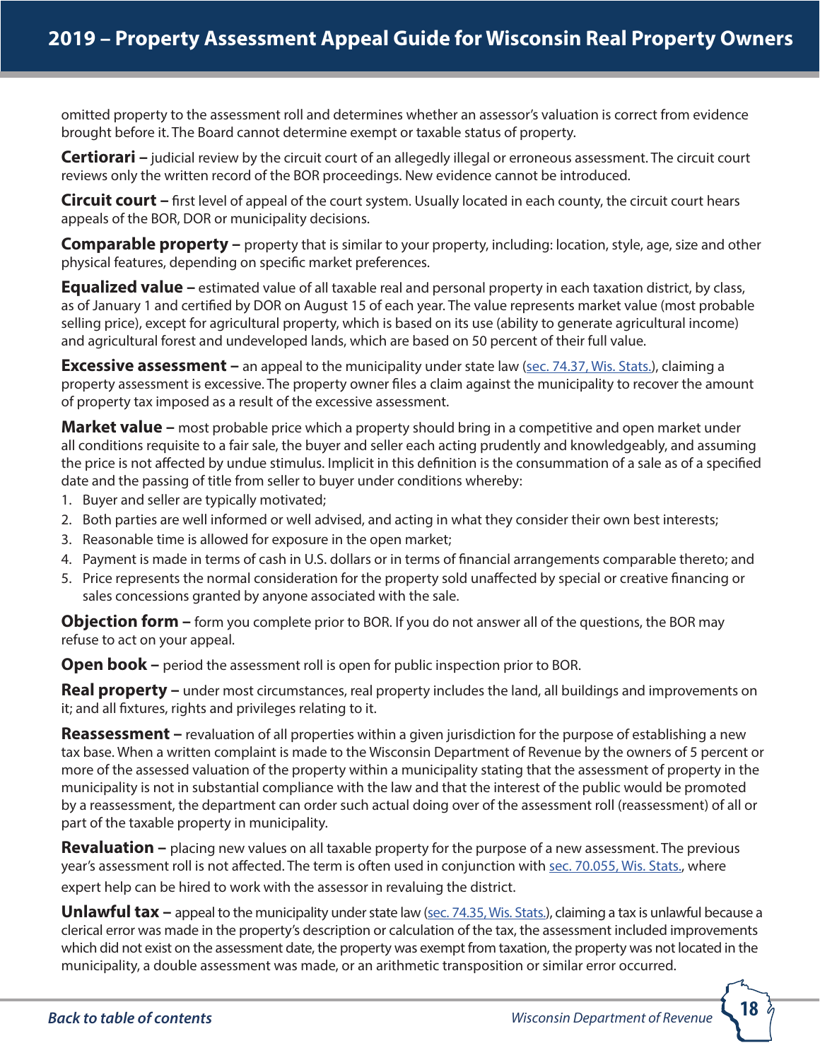omitted property to the assessment roll and determines whether an assessor's valuation is correct from evidence brought before it. The Board cannot determine exempt or taxable status of property.

**Certiorari –** judicial review by the circuit court of an allegedly illegal or erroneous assessment. The circuit court reviews only the written record of the BOR proceedings. New evidence cannot be introduced.

**Circuit court –** first level of appeal of the court system. Usually located in each county, the circuit court hears appeals of the BOR, DOR or municipality decisions.

**Comparable property –** property that is similar to your property, including: location, style, age, size and other physical features, depending on specific market preferences.

**Equalized value –** estimated value of all taxable real and personal property in each taxation district, by class, as of January 1 and certified by DOR on August 15 of each year. The value represents market value (most probable selling price), except for agricultural property, which is based on its use (ability to generate agricultural income) and agricultural forest and undeveloped lands, which are based on 50 percent of their full value.

**Excessive assessment –** an appeal to the municipality under state law (sec. 74.37, Wis. Stats.), claiming a property assessment is excessive. The property owner files a claim against the municipality to recover the amount of property tax imposed as a result of the excessive assessment.

**Market value –** most probable price which a property should bring in a competitive and open market under all conditions requisite to a fair sale, the buyer and seller each acting prudently and knowledgeably, and assuming the price is not affected by undue stimulus. Implicit in this definition is the consummation of a sale as of a specified date and the passing of title from seller to buyer under conditions whereby:

1. Buyer and seller are typically motivated;
2. Both parties are well informed or well advised, and acting in what they consider their own best interests;
3. Reasonable time is allowed for exposure in the open market;
4. Payment is made in terms of cash in U.S. dollars or in terms of financial arrangements comparable thereto; and
5. Price represents the normal consideration for the property sold unaffected by special or creative financing or sales concessions granted by anyone associated with the sale.

**Objection form –** form you complete prior to BOR. If you do not answer all of the questions, the BOR may refuse to act on your appeal.

**Open book –** period the assessment roll is open for public inspection prior to BOR.

**Real property –** under most circumstances, real property includes the land, all buildings and improvements on it; and all fixtures, rights and privileges relating to it.

**Reassessment –** revaluation of all properties within a given jurisdiction for the purpose of establishing a new tax base. When a written complaint is made to the Wisconsin Department of Revenue by the owners of 5 percent or more of the assessed valuation of the property within a municipality stating that the assessment of property in the municipality is not in substantial compliance with the law and that the interest of the public would be promoted by a reassessment, the department can order such actual doing over of the assessment roll (reassessment) of all or part of the taxable property in municipality.

**Revaluation –** placing new values on all taxable property for the purpose of a new assessment. The previous year's assessment roll is not affected. The term is often used in conjunction with sec. 70.055, Wis. Stats., where expert help can be hired to work with the assessor in revaluing the district.

**Unlawful tax –** appeal to the municipality under state law (sec. 74.35, Wis. Stats.), claiming a tax is unlawful because a clerical error was made in the property's description or calculation of the tax, the assessment included improvements which did not exist on the assessment date, the property was exempt from taxation, the property was not located in the municipality, a double assessment was made, or an arithmetic transposition or similar error occurred.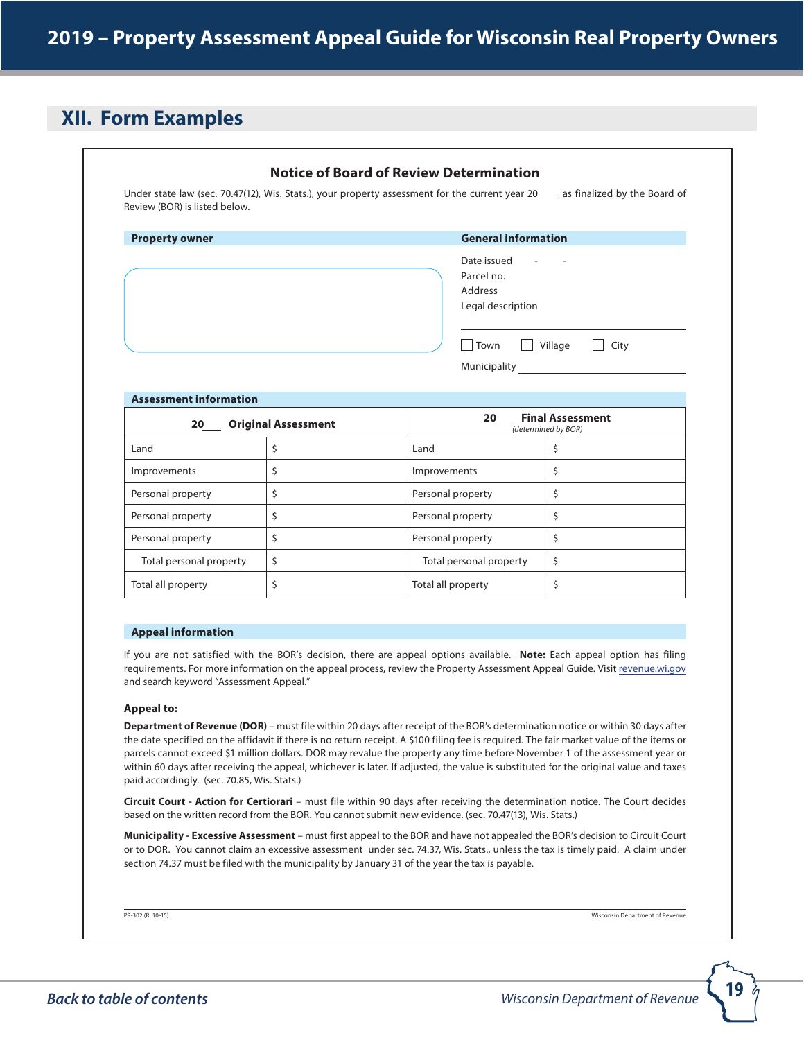## XII. Form Examples

### Notice of Board of Review Determination

Under state law (sec. 70.47(12), Wis. Stats.), your property assessment for the current year 20____ as finalized by the Board of Review (BOR) is listed below.

| Property owner | General information |
|---|---|
| | Date issued - - <br> Parcel no. <br> Address <br> Legal description <br> ☐ Town ☐ Village ☐ City <br> Municipality ______ |

**Assessment information**

| 20___ Original Assessment | | 20___ Final Assessment *(determined by BOR)* | |
|---|---|---|---|
| Land | $ | Land | $ |
| Improvements | $ | Improvements | $ |
| Personal property | $ | Personal property | $ |
| Personal property | $ | Personal property | $ |
| Personal property | $ | Personal property | $ |
| Total personal property | $ | Total personal property | $ |
| Total all property | $ | Total all property | $ |

**Appeal information**

If you are not satisfied with the BOR's decision, there are appeal options available. **Note:** Each appeal option has filing requirements. For more information on the appeal process, review the Property Assessment Appeal Guide. Visit revenue.wi.gov and search keyword "Assessment Appeal."

**Appeal to:**

**Department of Revenue (DOR)** – must file within 20 days after receipt of the BOR's determination notice or within 30 days after the date specified on the affidavit if there is no return receipt. A $100 filing fee is required. The fair market value of the items or parcels cannot exceed $1 million dollars. DOR may revalue the property any time before November 1 of the assessment year or within 60 days after receiving the appeal, whichever is later. If adjusted, the value is substituted for the original value and taxes paid accordingly. (sec. 70.85, Wis. Stats.)

**Circuit Court - Action for Certiorari** – must file within 90 days after receiving the determination notice. The Court decides based on the written record from the BOR. You cannot submit new evidence. (sec. 70.47(13), Wis. Stats.)

**Municipality - Excessive Assessment** – must first appeal to the BOR and have not appealed the BOR's decision to Circuit Court or to DOR. You cannot claim an excessive assessment under sec. 74.37, Wis. Stats., unless the tax is timely paid. A claim under section 74.37 must be filed with the municipality by January 31 of the year the tax is payable.

PR-302 (R. 10-15) Wisconsin Department of Revenue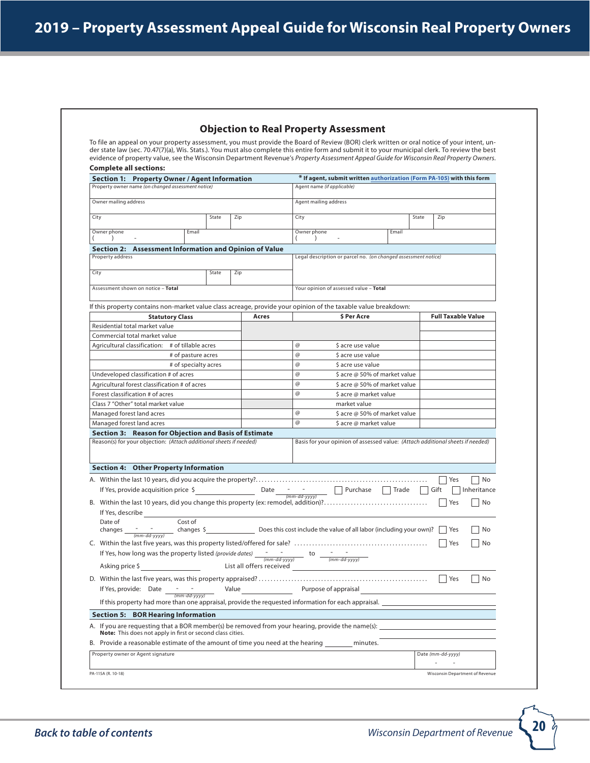# Objection to Real Property Assessment

To file an appeal on your property assessment, you must provide the Board of Review (BOR) clerk written or oral notice of your intent, under state law (sec. 70.47(7)(a), Wis. Stats.). You must also complete this entire form and submit it to your municipal clerk. To review the best evidence of property value, see the Wisconsin Department Revenue's *Property Assessment Appeal Guide for Wisconsin Real Property Owners.*

**Complete all sections:**

## Section 1: Property Owner / Agent Information

**\* If agent, submit written authorization (Form PA-105) with this form**

| Property owner name *(on changed assessment notice)* | | | Agent name *(if applicable)* | | |
|---|---|---|---|---|---|
| Owner mailing address | | | Agent mailing address | | |
| City | State | Zip | City | State | Zip |
| Owner phone ( ) - | Email | | Owner phone ( ) - | Email | |

## Section 2: Assessment Information and Opinion of Value

| Property address | | | Legal description or parcel no. *(on changed assessment notice)* |
|---|---|---|---|
| City | State | Zip | |
| Assessment shown on notice – **Total** | | | Your opinion of assessed value – **Total** |

If this property contains non-market value class acreage, provide your opinion of the taxable value breakdown:

| Statutory Class | Acres | $ Per Acre | Full Taxable Value |
|---|---|---|---|
| Residential total market value | | | |
| Commercial total market value | | | |
| Agricultural classification: # of tillable acres | | @ $ acre use value | |
| # of pasture acres | | @ $ acre use value | |
| # of specialty acres | | @ $ acre use value | |
| Undeveloped classification # of acres | | @ $ acre @ 50% of market value | |
| Agricultural forest classification # of acres | | @ $ acre @ 50% of market value | |
| Forest classification # of acres | | @ $ acre @ market value | |
| Class 7 "Other" total market value | | market value | |
| Managed forest land acres | | @ $ acre @ 50% of market value | |
| Managed forest land acres | | @ $ acre @ market value | |

## Section 3: Reason for Objection and Basis of Estimate

| Reason(s) for your objection: *(Attach additional sheets if needed)* | Basis for your opinion of assessed value: *(Attach additional sheets if needed)* |
|---|---|
| | |

## Section 4: Other Property Information

A. Within the last 10 years, did you acquire the property? ☐ Yes ☐ No

If Yes, provide acquisition price $ ______ Date __-__-____ *(mm-dd-yyyy)* ☐ Purchase ☐ Trade ☐ Gift ☐ Inheritance

B. Within the last 10 years, did you change this property (ex: remodel, addition)? ☐ Yes ☐ No

If Yes, describe ______

Date of changes __-__-____ *(mm-dd-yyyy)* Cost of changes $ ______ Does this cost include the value of all labor (including your own)? ☐ Yes ☐ No

C. Within the last five years, was this property listed/offered for sale? ☐ Yes ☐ No

If Yes, how long was the property listed *(provide dates)* __-__-____ *(mm-dd-yyyy)* to __-__-____ *(mm-dd-yyyy)*

Asking price $ ______ List all offers received ______

D. Within the last five years, was this property appraised? ☐ Yes ☐ No

If Yes, provide: Date __-__-____ *(mm-dd-yyyy)* Value ______ Purpose of appraisal ______

If this property had more than one appraisal, provide the requested information for each appraisal. ______

## Section 5: BOR Hearing Information

A. If you are requesting that a BOR member(s) be removed from your hearing, provide the name(s): ______

**Note:** This does not apply in first or second class cities.

B. Provide a reasonable estimate of the amount of time you need at the hearing ______ minutes.

| Property owner or Agent signature | Date *(mm-dd-yyyy)* - - |
|---|---|

PA-115A (R. 10-18) Wisconsin Department of Revenue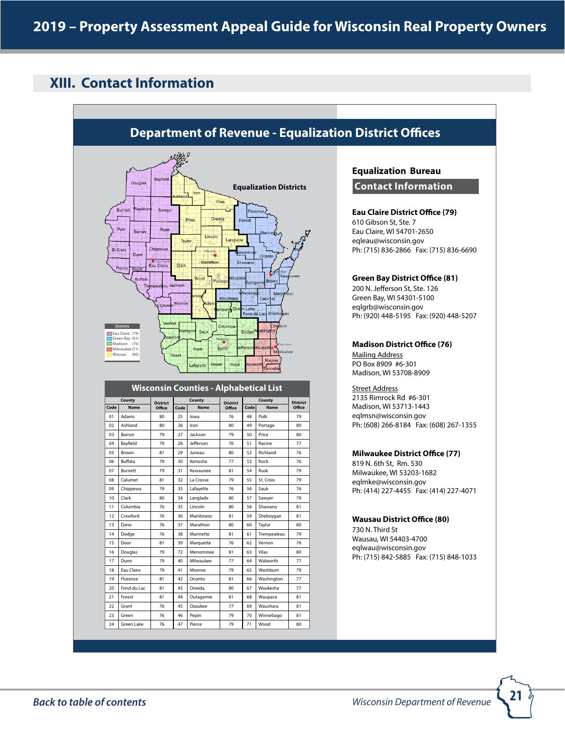## XIII. Contact Information

### Department of Revenue - Equalization District Offices

Equalization Districts

Douglas
Bayfield
Ashland
Iron
Vilas
Burnett
Washburn
Sawyer
Florence
Price
Oneida
Forest
Polk
Barron
Rusk
Marinette
Lincoln
Langlade
Taylor
St Croix
Dunn
Chippewa
Menominee
Oconto
Door
Wausau
Marathon
Eau Claire
Clark
Shawano
Pierce
Pepin
Kewaunee
Buffalo
Wood
Portage
Waupaca
Outagamie
Brown
Trempealeau
Jackson
Juneau
Waushara
Winnebago
Manitowoc
Calumet
La Crosse
Monroe
Adams
Marquette
Green Lake
Fond du Lac
Sheboygan
Vernon
Columbia
Ozaukee
Crawford
Richland
Sauk
Dodge
Washington
Madison
Iowa
Dane
Jefferson
Waukesha
Milwaukee
Grant
Lafayette
Green
Rock
Walworth
Racine
Kenosha

Districts
Eau Claire (79)
Green Bay (81)
Madison (76)
Milwaukee (77)
Wausau (80)

### Wisconsin Counties - Alphabetical List

| County Code | County Name | District Office | County Code | County Name | District Office | County Code | County Name | District Office |
|---|---|---|---|---|---|---|---|---|
| 01 | Adams | 80 | 25 | Iowa | 76 | 48 | Polk | 79 |
| 02 | Ashland | 80 | 26 | Iron | 80 | 49 | Portage | 80 |
| 03 | Barron | 79 | 27 | Jackson | 79 | 50 | Price | 80 |
| 04 | Bayfield | 79 | 28 | Jefferson | 76 | 51 | Racine | 77 |
| 05 | Brown | 81 | 29 | Juneau | 80 | 52 | Richland | 76 |
| 06 | Buffalo | 79 | 30 | Kenosha | 77 | 53 | Rock | 76 |
| 07 | Burnett | 79 | 31 | Kewaunee | 81 | 54 | Rusk | 79 |
| 08 | Calumet | 81 | 32 | La Crosse | 79 | 55 | St. Croix | 79 |
| 09 | Chippewa | 79 | 33 | Lafayette | 76 | 56 | Sauk | 76 |
| 10 | Clark | 80 | 34 | Langlade | 80 | 57 | Sawyer | 79 |
| 11 | Columbia | 76 | 35 | Lincoln | 80 | 58 | Shawano | 81 |
| 12 | Crawford | 76 | 36 | Manitowoc | 81 | 59 | Sheboygan | 81 |
| 13 | Dane | 76 | 37 | Marathon | 80 | 60 | Taylor | 80 |
| 14 | Dodge | 76 | 38 | Marinette | 81 | 61 | Trempealeau | 79 |
| 15 | Door | 81 | 39 | Marquette | 76 | 62 | Vernon | 76 |
| 16 | Douglas | 79 | 72 | Menominee | 81 | 63 | Vilas | 80 |
| 17 | Dunn | 79 | 40 | Milwaukee | 77 | 64 | Walworth | 77 |
| 18 | Eau Claire | 79 | 41 | Monroe | 79 | 65 | Washburn | 79 |
| 19 | Florence | 81 | 42 | Oconto | 81 | 66 | Washington | 77 |
| 20 | Fond du Lac | 81 | 43 | Oneida | 80 | 67 | Waukesha | 77 |
| 21 | Forest | 81 | 44 | Outagamie | 81 | 68 | Waupaca | 81 |
| 22 | Grant | 76 | 45 | Ozaukee | 77 | 69 | Waushara | 81 |
| 23 | Green | 76 | 46 | Pepin | 79 | 70 | Winnebago | 81 |
| 24 | Green Lake | 76 | 47 | Pierce | 79 | 71 | Wood | 80 |

### Equalization Bureau

**Contact Information**

**Eau Claire District Office (79)**
610 Gibson St, Ste. 7
Eau Claire, WI 54701-2650
eqleau@wisconsin.gov
Ph: (715) 836-2866 Fax: (715) 836-6690

**Green Bay District Office (81)**
200 N. Jefferson St, Ste. 126
Green Bay, WI 54301-5100
eqlgrb@wisconsin.gov
Ph: (920) 448-5195 Fax: (920) 448-5207

**Madison District Office (76)**

Mailing Address
PO Box 8909 #6-301
Madison, WI 53708-8909

Street Address
2135 Rimrock Rd #6-301
Madison, WI 53713-1443
eqlmsn@wisconsin.gov
Ph: (608) 266-8184 Fax: (608) 267-1355

**Milwaukee District Office (77)**
819 N. 6th St, Rm. 530
Milwaukee, WI 53203-1682
eqlmke@wisconsin.gov
Ph: (414) 227-4455 Fax: (414) 227-4071

**Wausau District Office (80)**
730 N. Third St
Wausau, WI 54403-4700
eqlwau@wisconsin.gov
Ph: (715) 842-5885 Fax: (715) 848-1033

*Back to table of contents*